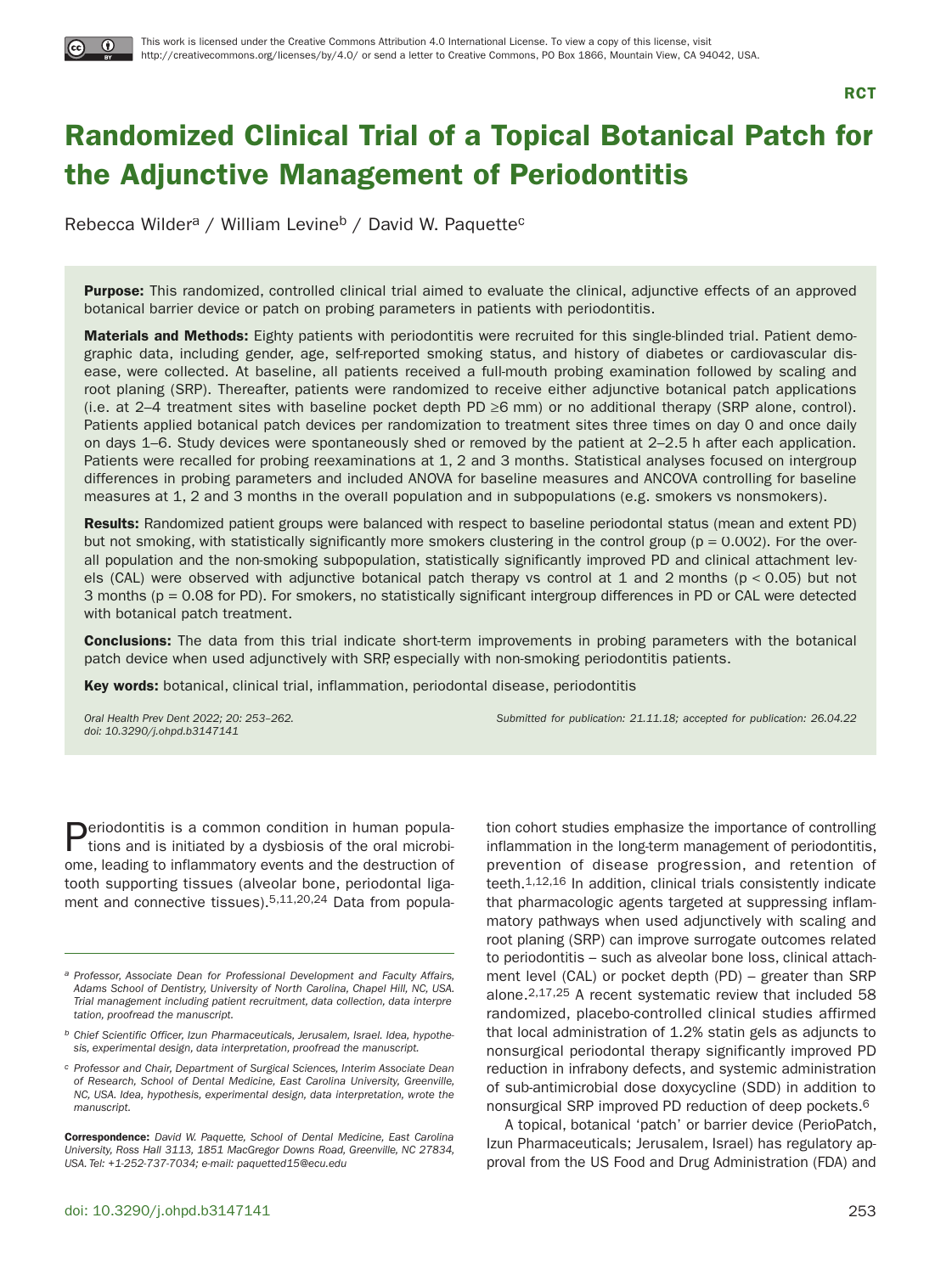This work is licensed under the Creative Commons Attribution 4.0 International License. To view a copy of this license, visit http://creativecommons.org/licenses/by/4.0/ or send a letter to Creative Commons, PO Box 1866, Mountain View, CA 94042, USA.

RCT

# Randomized Clinical Trial of a Topical Botanical Patch for the Adjunctive Management of Periodontitis

Rebecca Wilder[a] / William Levine[b] / David W. Paquette[c]

**Purpose:** This randomized, controlled clinical trial aimed to evaluate the clinical, adjunctive effects of an approved botanical barrier device or patch on probing parameters in patients with periodontitis.

**Materials and Methods:** Eighty patients with periodontitis were recruited for this single-blinded trial. Patient demographic data, including gender, age, self-reported smoking status, and history of diabetes or cardiovascular disease, were collected. At baseline, all patients received a full-mouth probing examination followed by scaling and root planing (SRP). Thereafter, patients were randomized to receive either adjunctive botanical patch applications (i.e. at 2–4 treatment sites with baseline pocket depth PD ≥6 mm) or no additional therapy (SRP alone, control). Patients applied botanical patch devices per randomization to treatment sites three times on day 0 and once daily on days 1–6. Study devices were spontaneously shed or removed by the patient at 2–2.5 h after each application. Patients were recalled for probing reexaminations at 1, 2 and 3 months. Statistical analyses focused on intergroup differences in probing parameters and included ANOVA for baseline measures and ANCOVA controlling for baseline measures at 1, 2 and 3 months in the overall population and in subpopulations (e.g. smokers vs nonsmokers).

**Results:** Randomized patient groups were balanced with respect to baseline periodontal status (mean and extent PD) but not smoking, with statistically significantly more smokers clustering in the control group ($p = 0.002$). For the overall population and the non-smoking subpopulation, statistically significantly improved PD and clinical attachment levels (CAL) were observed with adjunctive botanical patch therapy vs control at 1 and 2 months ($p < 0.05$) but not 3 months ($p = 0.08$ for PD). For smokers, no statistically significant intergroup differences in PD or CAL were detected with botanical patch treatment.

**Conclusions:** The data from this trial indicate short-term improvements in probing parameters with the botanical patch device when used adjunctively with SRP, especially with non-smoking periodontitis patients.

**Key words:** botanical, clinical trial, inflammation, periodontal disease, periodontitis

*Oral Health Prev Dent 2022; 20: 253–262.*
*doi: 10.3290/j.ohpd.b3147141*

*Submitted for publication: 21.11.18; accepted for publication: 26.04.22*

Periodontitis is a common condition in human populations and is initiated by a dysbiosis of the oral microbiome, leading to inflammatory events and the destruction of tooth supporting tissues (alveolar bone, periodontal ligament and connective tissues).[5,11,20,24] Data from population cohort studies emphasize the importance of controlling inflammation in the long-term management of periodontitis, prevention of disease progression, and retention of teeth.[1,12,16] In addition, clinical trials consistently indicate that pharmacologic agents targeted at suppressing inflammatory pathways when used adjunctively with scaling and root planing (SRP) can improve surrogate outcomes related to periodontitis – such as alveolar bone loss, clinical attachment level (CAL) or pocket depth (PD) – greater than SRP alone.[2,17,25] A recent systematic review that included 58 randomized, placebo-controlled clinical studies affirmed that local administration of 1.2% statin gels as adjuncts to nonsurgical periodontal therapy significantly improved PD reduction in infrabony defects, and systemic administration of sub-antimicrobial dose doxycycline (SDD) in addition to nonsurgical SRP improved PD reduction of deep pockets.[6]

A topical, botanical 'patch' or barrier device (PerioPatch, Izun Pharmaceuticals; Jerusalem, Israel) has regulatory approval from the US Food and Drug Administration (FDA) and

---

[a] *Professor, Associate Dean for Professional Development and Faculty Affairs, Adams School of Dentistry, University of North Carolina, Chapel Hill, NC, USA. Trial management including patient recruitment, data collection, data interpretation, proofread the manuscript.*

[b] *Chief Scientific Officer, Izun Pharmaceuticals, Jerusalem, Israel. Idea, hypothesis, experimental design, data interpretation, proofread the manuscript.*

[c] *Professor and Chair, Department of Surgical Sciences, Interim Associate Dean of Research, School of Dental Medicine, East Carolina University, Greenville, NC, USA. Idea, hypothesis, experimental design, data interpretation, wrote the manuscript.*

**Correspondence:** *David W. Paquette, School of Dental Medicine, East Carolina University, Ross Hall 3113, 1851 MacGregor Downs Road, Greenville, NC 27834, USA. Tel: +1-252-737-7034; e-mail: paquetted15@ecu.edu*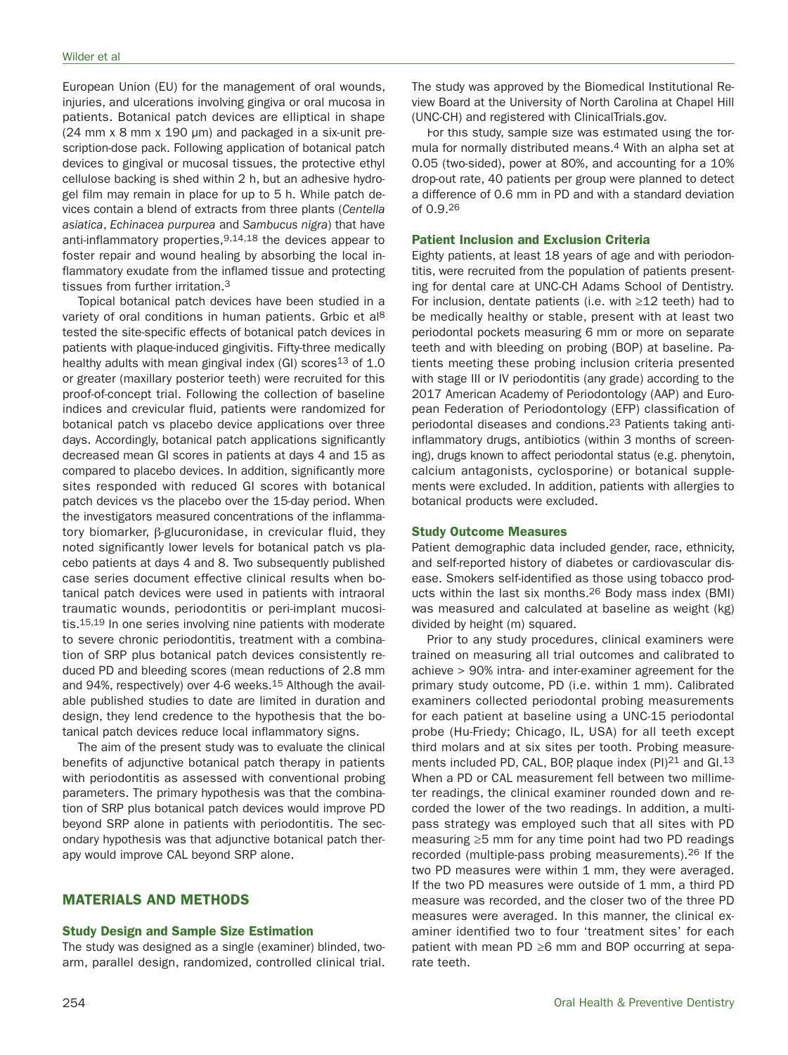European Union (EU) for the management of oral wounds, injuries, and ulcerations involving gingiva or oral mucosa in patients. Botanical patch devices are elliptical in shape (24 mm x 8 mm x 190 µm) and packaged in a six-unit prescription-dose pack. Following application of botanical patch devices to gingival or mucosal tissues, the protective ethyl cellulose backing is shed within 2 h, but an adhesive hydrogel film may remain in place for up to 5 h. While patch devices contain a blend of extracts from three plants (*Centella asiatica*, *Echinacea purpurea* and *Sambucus nigra*) that have anti-inflammatory properties,[9,14,18] the devices appear to foster repair and wound healing by absorbing the local inflammatory exudate from the inflamed tissue and protecting tissues from further irritation.[3]

Topical botanical patch devices have been studied in a variety of oral conditions in human patients. Grbic et al[8] tested the site-specific effects of botanical patch devices in patients with plaque-induced gingivitis. Fifty-three medically healthy adults with mean gingival index (GI) scores[13] of 1.0 or greater (maxillary posterior teeth) were recruited for this proof-of-concept trial. Following the collection of baseline indices and crevicular fluid, patients were randomized for botanical patch vs placebo device applications over three days. Accordingly, botanical patch applications significantly decreased mean GI scores in patients at days 4 and 15 as compared to placebo devices. In addition, significantly more sites responded with reduced GI scores with botanical patch devices vs the placebo over the 15-day period. When the investigators measured concentrations of the inflammatory biomarker, β-glucuronidase, in crevicular fluid, they noted significantly lower levels for botanical patch vs placebo patients at days 4 and 8. Two subsequently published case series document effective clinical results when botanical patch devices were used in patients with intraoral traumatic wounds, periodontitis or peri-implant mucositis.[15,19] In one series involving nine patients with moderate to severe chronic periodontitis, treatment with a combination of SRP plus botanical patch devices consistently reduced PD and bleeding scores (mean reductions of 2.8 mm and 94%, respectively) over 4-6 weeks.[15] Although the available published studies to date are limited in duration and design, they lend credence to the hypothesis that the botanical patch devices reduce local inflammatory signs.

The aim of the present study was to evaluate the clinical benefits of adjunctive botanical patch therapy in patients with periodontitis as assessed with conventional probing parameters. The primary hypothesis was that the combination of SRP plus botanical patch devices would improve PD beyond SRP alone in patients with periodontitis. The secondary hypothesis was that adjunctive botanical patch therapy would improve CAL beyond SRP alone.

## MATERIALS AND METHODS

### Study Design and Sample Size Estimation

The study was designed as a single (examiner) blinded, two-arm, parallel design, randomized, controlled clinical trial. The study was approved by the Biomedical Institutional Review Board at the University of North Carolina at Chapel Hill (UNC-CH) and registered with ClinicalTrials.gov.

For this study, sample size was estimated using the formula for normally distributed means.[4] With an alpha set at 0.05 (two-sided), power at 80%, and accounting for a 10% drop-out rate, 40 patients per group were planned to detect a difference of 0.6 mm in PD and with a standard deviation of 0.9.[26]

### Patient Inclusion and Exclusion Criteria

Eighty patients, at least 18 years of age and with periodontitis, were recruited from the population of patients presenting for dental care at UNC-CH Adams School of Dentistry. For inclusion, dentate patients (i.e. with ≥12 teeth) had to be medically healthy or stable, present with at least two periodontal pockets measuring 6 mm or more on separate teeth and with bleeding on probing (BOP) at baseline. Patients meeting these probing inclusion criteria presented with stage III or IV periodontitis (any grade) according to the 2017 American Academy of Periodontology (AAP) and European Federation of Periodontology (EFP) classification of periodontal diseases and condions.[23] Patients taking anti-inflammatory drugs, antibiotics (within 3 months of screening), drugs known to affect periodontal status (e.g. phenytoin, calcium antagonists, cyclosporine) or botanical supplements were excluded. In addition, patients with allergies to botanical products were excluded.

### Study Outcome Measures

Patient demographic data included gender, race, ethnicity, and self-reported history of diabetes or cardiovascular disease. Smokers self-identified as those using tobacco products within the last six months.[26] Body mass index (BMI) was measured and calculated at baseline as weight (kg) divided by height (m) squared.

Prior to any study procedures, clinical examiners were trained on measuring all trial outcomes and calibrated to achieve > 90% intra- and inter-examiner agreement for the primary study outcome, PD (i.e. within 1 mm). Calibrated examiners collected periodontal probing measurements for each patient at baseline using a UNC-15 periodontal probe (Hu-Friedy; Chicago, IL, USA) for all teeth except third molars and at six sites per tooth. Probing measurements included PD, CAL, BOP, plaque index (PI)[21] and GI.[13] When a PD or CAL measurement fell between two millimeter readings, the clinical examiner rounded down and recorded the lower of the two readings. In addition, a multipass strategy was employed such that all sites with PD measuring ≥5 mm for any time point had two PD readings recorded (multiple-pass probing measurements).[26] If the two PD measures were within 1 mm, they were averaged. If the two PD measures were outside of 1 mm, a third PD measure was recorded, and the closer two of the three PD measures were averaged. In this manner, the clinical examiner identified two to four 'treatment sites' for each patient with mean PD ≥6 mm and BOP occurring at separate teeth.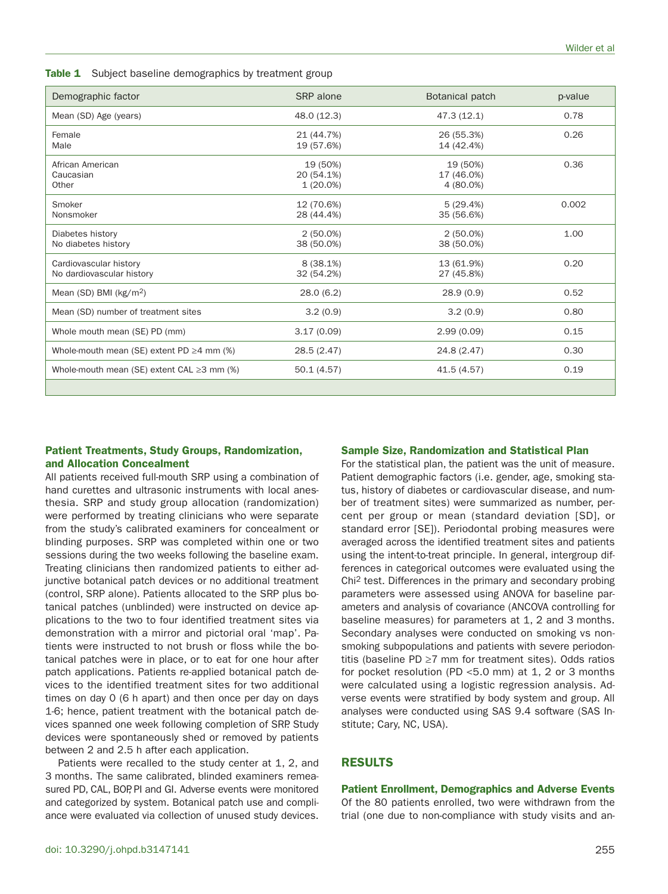**Table 1** Subject baseline demographics by treatment group

| Demographic factor | SRP alone | Botanical patch | p-value |
|---|---|---|---|
| Mean (SD) Age (years) | 48.0 (12.3) | 47.3 (12.1) | 0.78 |
| Female<br>Male | 21 (44.7%)<br>19 (57.6%) | 26 (55.3%)<br>14 (42.4%) | 0.26 |
| African American<br>Caucasian<br>Other | 19 (50%)<br>20 (54.1%)<br>1 (20.0%) | 19 (50%)<br>17 (46.0%)<br>4 (80.0%) | 0.36 |
| Smoker<br>Nonsmoker | 12 (70.6%)<br>28 (44.4%) | 5 (29.4%)<br>35 (56.6%) | 0.002 |
| Diabetes history<br>No diabetes history | 2 (50.0%)<br>38 (50.0%) | 2 (50.0%)<br>38 (50.0%) | 1.00 |
| Cardiovascular history<br>No dardiovascular history | 8 (38.1%)<br>32 (54.2%) | 13 (61.9%)<br>27 (45.8%) | 0.20 |
| Mean (SD) BMI (kg/m$^2$) | 28.0 (6.2) | 28.9 (0.9) | 0.52 |
| Mean (SD) number of treatment sites | 3.2 (0.9) | 3.2 (0.9) | 0.80 |
| Whole mouth mean (SE) PD (mm) | 3.17 (0.09) | 2.99 (0.09) | 0.15 |
| Whole-mouth mean (SE) extent PD ≥4 mm (%) | 28.5 (2.47) | 24.8 (2.47) | 0.30 |
| Whole-mouth mean (SE) extent CAL ≥3 mm (%) | 50.1 (4.57) | 41.5 (4.57) | 0.19 |

### Patient Treatments, Study Groups, Randomization, and Allocation Concealment

All patients received full-mouth SRP using a combination of hand curettes and ultrasonic instruments with local anesthesia. SRP and study group allocation (randomization) were performed by treating clinicians who were separate from the study's calibrated examiners for concealment or blinding purposes. SRP was completed within one or two sessions during the two weeks following the baseline exam. Treating clinicians then randomized patients to either adjunctive botanical patch devices or no additional treatment (control, SRP alone). Patients allocated to the SRP plus botanical patches (unblinded) were instructed on device applications to the two to four identified treatment sites via demonstration with a mirror and pictorial oral 'map'. Patients were instructed to not brush or floss while the botanical patches were in place, or to eat for one hour after patch applications. Patients re-applied botanical patch devices to the identified treatment sites for two additional times on day 0 (6 h apart) and then once per day on days 1-6; hence, patient treatment with the botanical patch devices spanned one week following completion of SRP. Study devices were spontaneously shed or removed by patients between 2 and 2.5 h after each application.

Patients were recalled to the study center at 1, 2, and 3 months. The same calibrated, blinded examiners remeasured PD, CAL, BOP, PI and GI. Adverse events were monitored and categorized by system. Botanical patch use and compliance were evaluated via collection of unused study devices.

### Sample Size, Randomization and Statistical Plan

For the statistical plan, the patient was the unit of measure. Patient demographic factors (i.e. gender, age, smoking status, history of diabetes or cardiovascular disease, and number of treatment sites) were summarized as number, percent per group or mean (standard deviation [SD], or standard error [SE]). Periodontal probing measures were averaged across the identified treatment sites and patients using the intent-to-treat principle. In general, intergroup differences in categorical outcomes were evaluated using the Chi$^2$ test. Differences in the primary and secondary probing parameters were assessed using ANOVA for baseline parameters and analysis of covariance (ANCOVA controlling for baseline measures) for parameters at 1, 2 and 3 months. Secondary analyses were conducted on smoking vs nonsmoking subpopulations and patients with severe periodontitis (baseline PD ≥7 mm for treatment sites). Odds ratios for pocket resolution (PD <5.0 mm) at 1, 2 or 3 months were calculated using a logistic regression analysis. Adverse events were stratified by body system and group. All analyses were conducted using SAS 9.4 software (SAS Institute; Cary, NC, USA).

## RESULTS

### Patient Enrollment, Demographics and Adverse Events

Of the 80 patients enrolled, two were withdrawn from the trial (one due to non-compliance with study visits and an-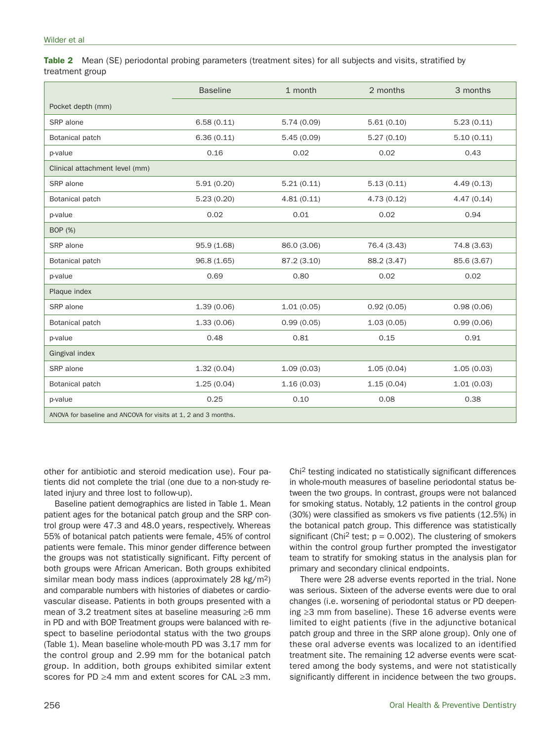**Table 2** Mean (SE) periodontal probing parameters (treatment sites) for all subjects and visits, stratified by treatment group

| | Baseline | 1 month | 2 months | 3 months |
|---|---|---|---|---|
| Pocket depth (mm) | | | | |
| SRP alone | 6.58 (0.11) | 5.74 (0.09) | 5.61 (0.10) | 5.23 (0.11) |
| Botanical patch | 6.36 (0.11) | 5.45 (0.09) | 5.27 (0.10) | 5.10 (0.11) |
| p-value | 0.16 | 0.02 | 0.02 | 0.43 |
| Clinical attachment level (mm) | | | | |
| SRP alone | 5.91 (0.20) | 5.21 (0.11) | 5.13 (0.11) | 4.49 (0.13) |
| Botanical patch | 5.23 (0.20) | 4.81 (0.11) | 4.73 (0.12) | 4.47 (0.14) |
| p-value | 0.02 | 0.01 | 0.02 | 0.94 |
| BOP (%) | | | | |
| SRP alone | 95.9 (1.68) | 86.0 (3.06) | 76.4 (3.43) | 74.8 (3.63) |
| Botanical patch | 96.8 (1.65) | 87.2 (3.10) | 88.2 (3.47) | 85.6 (3.67) |
| p-value | 0.69 | 0.80 | 0.02 | 0.02 |
| Plaque index | | | | |
| SRP alone | 1.39 (0.06) | 1.01 (0.05) | 0.92 (0.05) | 0.98 (0.06) |
| Botanical patch | 1.33 (0.06) | 0.99 (0.05) | 1.03 (0.05) | 0.99 (0.06) |
| p-value | 0.48 | 0.81 | 0.15 | 0.91 |
| Gingival index | | | | |
| SRP alone | 1.32 (0.04) | 1.09 (0.03) | 1.05 (0.04) | 1.05 (0.03) |
| Botanical patch | 1.25 (0.04) | 1.16 (0.03) | 1.15 (0.04) | 1.01 (0.03) |
| p-value | 0.25 | 0.10 | 0.08 | 0.38 |

ANOVA for baseline and ANCOVA for visits at 1, 2 and 3 months.

other for antibiotic and steroid medication use). Four patients did not complete the trial (one due to a non-study related injury and three lost to follow-up).

Baseline patient demographics are listed in Table 1. Mean patient ages for the botanical patch group and the SRP control group were 47.3 and 48.0 years, respectively. Whereas 55% of botanical patch patients were female, 45% of control patients were female. This minor gender difference between the groups was not statistically significant. Fifty percent of both groups were African American. Both groups exhibited similar mean body mass indices (approximately 28 kg/m$^2$) and comparable numbers with histories of diabetes or cardiovascular disease. Patients in both groups presented with a mean of 3.2 treatment sites at baseline measuring ≥6 mm in PD and with BOP. Treatment groups were balanced with respect to baseline periodontal status with the two groups (Table 1). Mean baseline whole-mouth PD was 3.17 mm for the control group and 2.99 mm for the botanical patch group. In addition, both groups exhibited similar extent scores for PD ≥4 mm and extent scores for CAL ≥3 mm. Chi$^2$ testing indicated no statistically significant differences in whole-mouth measures of baseline periodontal status between the two groups. In contrast, groups were not balanced for smoking status. Notably, 12 patients in the control group (30%) were classified as smokers vs five patients (12.5%) in the botanical patch group. This difference was statistically significant (Chi$^2$ test; $p = 0.002$). The clustering of smokers within the control group further prompted the investigator team to stratify for smoking status in the analysis plan for primary and secondary clinical endpoints.

There were 28 adverse events reported in the trial. None was serious. Sixteen of the adverse events were due to oral changes (i.e. worsening of periodontal status or PD deepening ≥3 mm from baseline). These 16 adverse events were limited to eight patients (five in the adjunctive botanical patch group and three in the SRP alone group). Only one of these oral adverse events was localized to an identified treatment site. The remaining 12 adverse events were scattered among the body systems, and were not statistically significantly different in incidence between the two groups.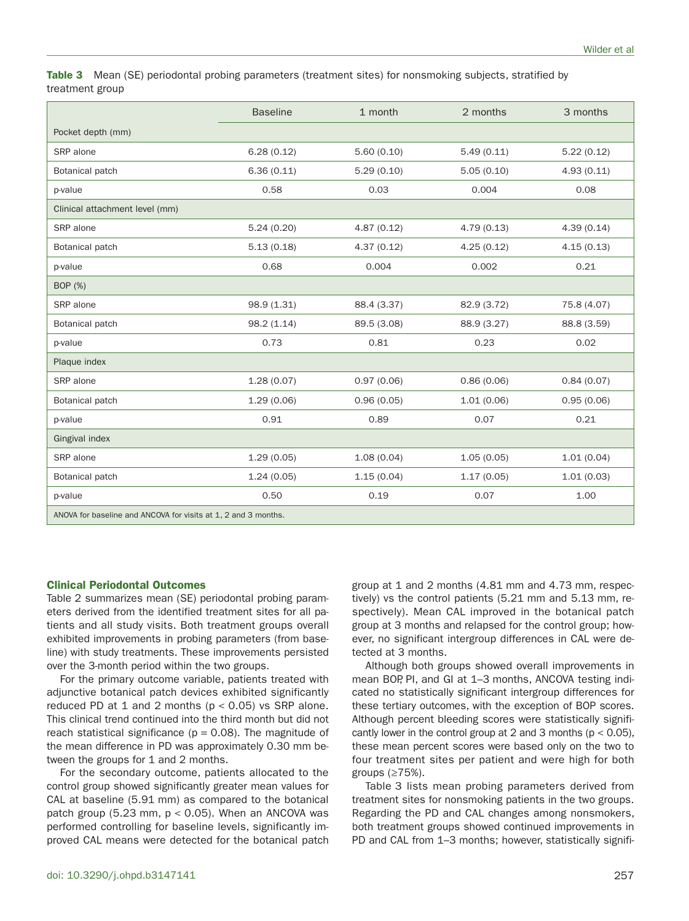**Table 3** Mean (SE) periodontal probing parameters (treatment sites) for nonsmoking subjects, stratified by treatment group

| | Baseline | 1 month | 2 months | 3 months |
|---|---|---|---|---|
| Pocket depth (mm) | | | | |
| SRP alone | 6.28 (0.12) | 5.60 (0.10) | 5.49 (0.11) | 5.22 (0.12) |
| Botanical patch | 6.36 (0.11) | 5.29 (0.10) | 5.05 (0.10) | 4.93 (0.11) |
| p-value | 0.58 | 0.03 | 0.004 | 0.08 |
| Clinical attachment level (mm) | | | | |
| SRP alone | 5.24 (0.20) | 4.87 (0.12) | 4.79 (0.13) | 4.39 (0.14) |
| Botanical patch | 5.13 (0.18) | 4.37 (0.12) | 4.25 (0.12) | 4.15 (0.13) |
| p-value | 0.68 | 0.004 | 0.002 | 0.21 |
| BOP (%) | | | | |
| SRP alone | 98.9 (1.31) | 88.4 (3.37) | 82.9 (3.72) | 75.8 (4.07) |
| Botanical patch | 98.2 (1.14) | 89.5 (3.08) | 88.9 (3.27) | 88.8 (3.59) |
| p-value | 0.73 | 0.81 | 0.23 | 0.02 |
| Plaque index | | | | |
| SRP alone | 1.28 (0.07) | 0.97 (0.06) | 0.86 (0.06) | 0.84 (0.07) |
| Botanical patch | 1.29 (0.06) | 0.96 (0.05) | 1.01 (0.06) | 0.95 (0.06) |
| p-value | 0.91 | 0.89 | 0.07 | 0.21 |
| Gingival index | | | | |
| SRP alone | 1.29 (0.05) | 1.08 (0.04) | 1.05 (0.05) | 1.01 (0.04) |
| Botanical patch | 1.24 (0.05) | 1.15 (0.04) | 1.17 (0.05) | 1.01 (0.03) |
| p-value | 0.50 | 0.19 | 0.07 | 1.00 |

ANOVA for baseline and ANCOVA for visits at 1, 2 and 3 months.

### Clinical Periodontal Outcomes

Table 2 summarizes mean (SE) periodontal probing parameters derived from the identified treatment sites for all patients and all study visits. Both treatment groups overall exhibited improvements in probing parameters (from baseline) with study treatments. These improvements persisted over the 3-month period within the two groups.

For the primary outcome variable, patients treated with adjunctive botanical patch devices exhibited significantly reduced PD at 1 and 2 months ($p < 0.05$) vs SRP alone. This clinical trend continued into the third month but did not reach statistical significance ($p = 0.08$). The magnitude of the mean difference in PD was approximately 0.30 mm between the groups for 1 and 2 months.

For the secondary outcome, patients allocated to the control group showed significantly greater mean values for CAL at baseline (5.91 mm) as compared to the botanical patch group (5.23 mm, $p < 0.05$). When an ANCOVA was performed controlling for baseline levels, significantly improved CAL means were detected for the botanical patch group at 1 and 2 months (4.81 mm and 4.73 mm, respectively) vs the control patients (5.21 mm and 5.13 mm, respectively). Mean CAL improved in the botanical patch group at 3 months and relapsed for the control group; however, no significant intergroup differences in CAL were detected at 3 months.

Although both groups showed overall improvements in mean BOP, PI, and GI at 1–3 months, ANCOVA testing indicated no statistically significant intergroup differences for these tertiary outcomes, with the exception of BOP scores. Although percent bleeding scores were statistically significantly lower in the control group at 2 and 3 months ($p < 0.05$), these mean percent scores were based only on the two to four treatment sites per patient and were high for both groups (≥75%).

Table 3 lists mean probing parameters derived from treatment sites for nonsmoking patients in the two groups. Regarding the PD and CAL changes among nonsmokers, both treatment groups showed continued improvements in PD and CAL from 1–3 months; however, statistically signifi-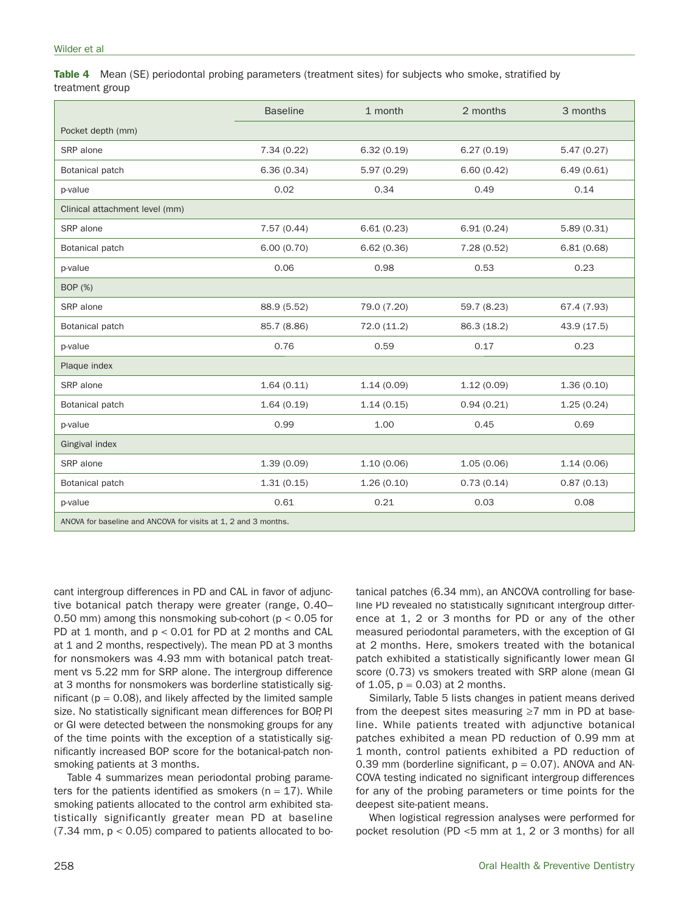**Table 4** Mean (SE) periodontal probing parameters (treatment sites) for subjects who smoke, stratified by treatment group

| | Baseline | 1 month | 2 months | 3 months |
|---|---|---|---|---|
| Pocket depth (mm) | | | | |
| SRP alone | 7.34 (0.22) | 6.32 (0.19) | 6.27 (0.19) | 5.47 (0.27) |
| Botanical patch | 6.36 (0.34) | 5.97 (0.29) | 6.60 (0.42) | 6.49 (0.61) |
| p-value | 0.02 | 0.34 | 0.49 | 0.14 |
| Clinical attachment level (mm) | | | | |
| SRP alone | 7.57 (0.44) | 6.61 (0.23) | 6.91 (0.24) | 5.89 (0.31) |
| Botanical patch | 6.00 (0.70) | 6.62 (0.36) | 7.28 (0.52) | 6.81 (0.68) |
| p-value | 0.06 | 0.98 | 0.53 | 0.23 |
| BOP (%) | | | | |
| SRP alone | 88.9 (5.52) | 79.0 (7.20) | 59.7 (8.23) | 67.4 (7.93) |
| Botanical patch | 85.7 (8.86) | 72.0 (11.2) | 86.3 (18.2) | 43.9 (17.5) |
| p-value | 0.76 | 0.59 | 0.17 | 0.23 |
| Plaque index | | | | |
| SRP alone | 1.64 (0.11) | 1.14 (0.09) | 1.12 (0.09) | 1.36 (0.10) |
| Botanical patch | 1.64 (0.19) | 1.14 (0.15) | 0.94 (0.21) | 1.25 (0.24) |
| p-value | 0.99 | 1.00 | 0.45 | 0.69 |
| Gingival index | | | | |
| SRP alone | 1.39 (0.09) | 1.10 (0.06) | 1.05 (0.06) | 1.14 (0.06) |
| Botanical patch | 1.31 (0.15) | 1.26 (0.10) | 0.73 (0.14) | 0.87 (0.13) |
| p-value | 0.61 | 0.21 | 0.03 | 0.08 |

ANOVA for baseline and ANCOVA for visits at 1, 2 and 3 months.

cant intergroup differences in PD and CAL in favor of adjunctive botanical patch therapy were greater (range, 0.40–0.50 mm) among this nonsmoking sub-cohort ($p < 0.05$ for PD at 1 month, and $p < 0.01$ for PD at 2 months and CAL at 1 and 2 months, respectively). The mean PD at 3 months for nonsmokers was 4.93 mm with botanical patch treatment vs 5.22 mm for SRP alone. The intergroup difference at 3 months for nonsmokers was borderline statistically significant ($p = 0.08$), and likely affected by the limited sample size. No statistically significant mean differences for BOP, PI or GI were detected between the nonsmoking groups for any of the time points with the exception of a statistically significantly increased BOP score for the botanical-patch nonsmoking patients at 3 months.

Table 4 summarizes mean periodontal probing parameters for the patients identified as smokers ($n = 17$). While smoking patients allocated to the control arm exhibited statistically significantly greater mean PD at baseline (7.34 mm, $p < 0.05$) compared to patients allocated to botanical patches (6.34 mm), an ANCOVA controlling for baseline PD revealed no statistically significant intergroup difference at 1, 2 or 3 months for PD or any of the other measured periodontal parameters, with the exception of GI at 2 months. Here, smokers treated with the botanical patch exhibited a statistically significantly lower mean GI score (0.73) vs smokers treated with SRP alone (mean GI of 1.05, $p = 0.03$) at 2 months.

Similarly, Table 5 lists changes in patient means derived from the deepest sites measuring ≥7 mm in PD at baseline. While patients treated with adjunctive botanical patches exhibited a mean PD reduction of 0.99 mm at 1 month, control patients exhibited a PD reduction of 0.39 mm (borderline significant, $p = 0.07$). ANOVA and ANCOVA testing indicated no significant intergroup differences for any of the probing parameters or time points for the deepest site-patient means.

When logistical regression analyses were performed for pocket resolution (PD <5 mm at 1, 2 or 3 months) for all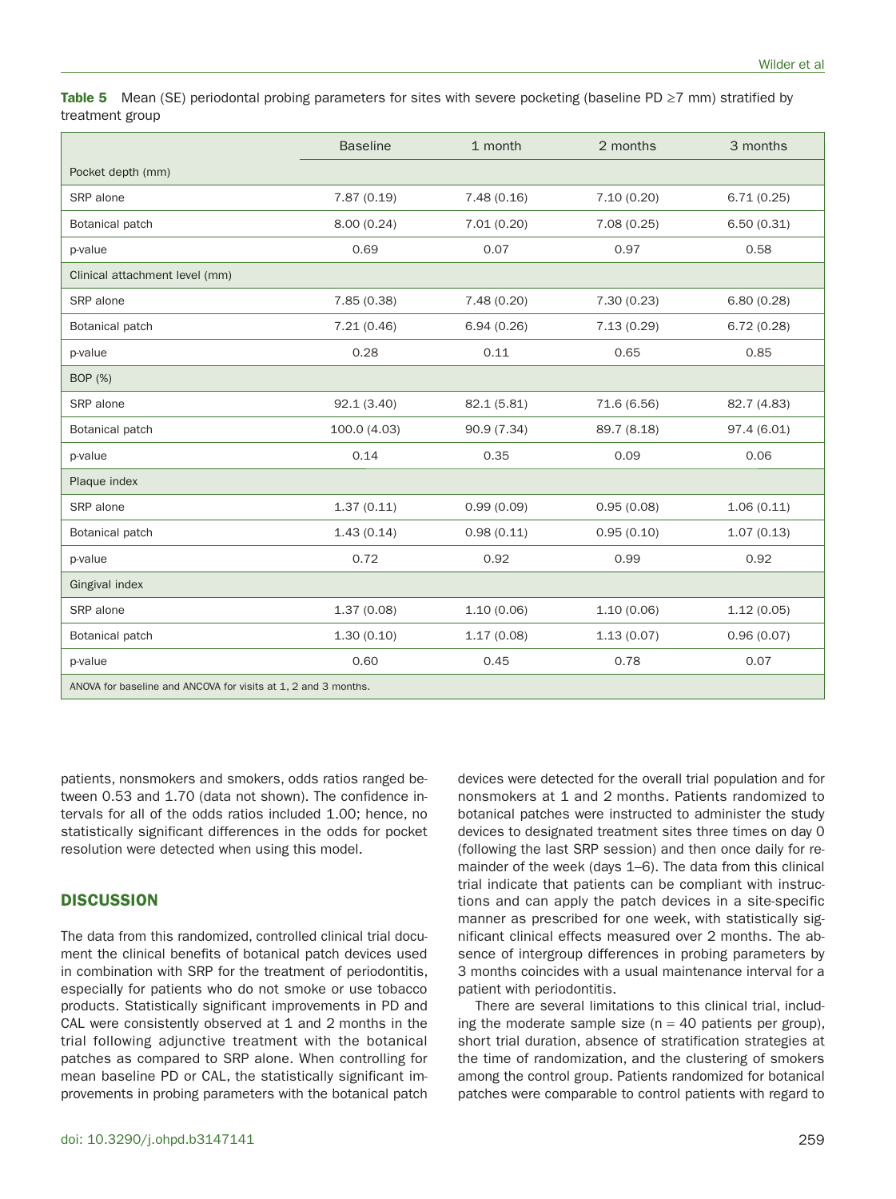**Table 5** Mean (SE) periodontal probing parameters for sites with severe pocketing (baseline PD ≥7 mm) stratified by treatment group

| | Baseline | 1 month | 2 months | 3 months |
|---|---|---|---|---|
| Pocket depth (mm) | | | | |
| SRP alone | 7.87 (0.19) | 7.48 (0.16) | 7.10 (0.20) | 6.71 (0.25) |
| Botanical patch | 8.00 (0.24) | 7.01 (0.20) | 7.08 (0.25) | 6.50 (0.31) |
| p-value | 0.69 | 0.07 | 0.97 | 0.58 |
| Clinical attachment level (mm) | | | | |
| SRP alone | 7.85 (0.38) | 7.48 (0.20) | 7.30 (0.23) | 6.80 (0.28) |
| Botanical patch | 7.21 (0.46) | 6.94 (0.26) | 7.13 (0.29) | 6.72 (0.28) |
| p-value | 0.28 | 0.11 | 0.65 | 0.85 |
| BOP (%) | | | | |
| SRP alone | 92.1 (3.40) | 82.1 (5.81) | 71.6 (6.56) | 82.7 (4.83) |
| Botanical patch | 100.0 (4.03) | 90.9 (7.34) | 89.7 (8.18) | 97.4 (6.01) |
| p-value | 0.14 | 0.35 | 0.09 | 0.06 |
| Plaque index | | | | |
| SRP alone | 1.37 (0.11) | 0.99 (0.09) | 0.95 (0.08) | 1.06 (0.11) |
| Botanical patch | 1.43 (0.14) | 0.98 (0.11) | 0.95 (0.10) | 1.07 (0.13) |
| p-value | 0.72 | 0.92 | 0.99 | 0.92 |
| Gingival index | | | | |
| SRP alone | 1.37 (0.08) | 1.10 (0.06) | 1.10 (0.06) | 1.12 (0.05) |
| Botanical patch | 1.30 (0.10) | 1.17 (0.08) | 1.13 (0.07) | 0.96 (0.07) |
| p-value | 0.60 | 0.45 | 0.78 | 0.07 |

ANOVA for baseline and ANCOVA for visits at 1, 2 and 3 months.

patients, nonsmokers and smokers, odds ratios ranged between 0.53 and 1.70 (data not shown). The confidence intervals for all of the odds ratios included 1.00; hence, no statistically significant differences in the odds for pocket resolution were detected when using this model.

## DISCUSSION

The data from this randomized, controlled clinical trial document the clinical benefits of botanical patch devices used in combination with SRP for the treatment of periodontitis, especially for patients who do not smoke or use tobacco products. Statistically significant improvements in PD and CAL were consistently observed at 1 and 2 months in the trial following adjunctive treatment with the botanical patches as compared to SRP alone. When controlling for mean baseline PD or CAL, the statistically significant improvements in probing parameters with the botanical patch devices were detected for the overall trial population and for nonsmokers at 1 and 2 months. Patients randomized to botanical patches were instructed to administer the study devices to designated treatment sites three times on day 0 (following the last SRP session) and then once daily for remainder of the week (days 1–6). The data from this clinical trial indicate that patients can be compliant with instructions and can apply the patch devices in a site-specific manner as prescribed for one week, with statistically significant clinical effects measured over 2 months. The absence of intergroup differences in probing parameters by 3 months coincides with a usual maintenance interval for a patient with periodontitis.

There are several limitations to this clinical trial, including the moderate sample size (n = 40 patients per group), short trial duration, absence of stratification strategies at the time of randomization, and the clustering of smokers among the control group. Patients randomized for botanical patches were comparable to control patients with regard to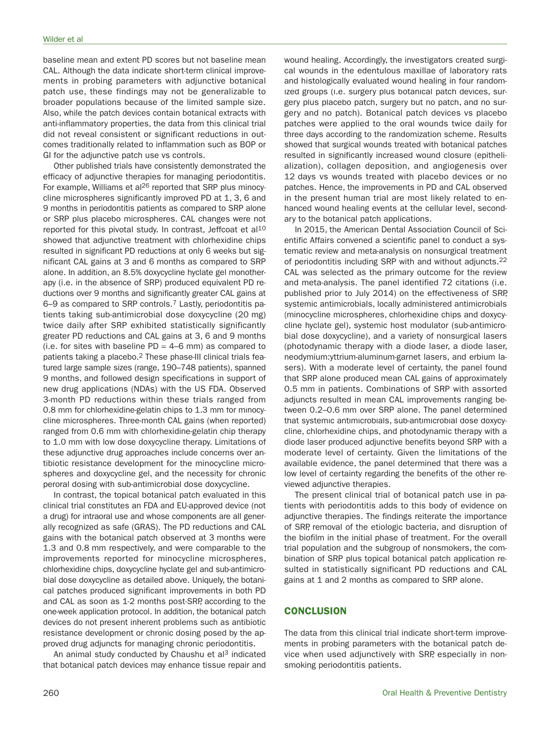baseline mean and extent PD scores but not baseline mean CAL. Although the data indicate short-term clinical improvements in probing parameters with adjunctive botanical patch use, these findings may not be generalizable to broader populations because of the limited sample size. Also, while the patch devices contain botanical extracts with anti-inflammatory properties, the data from this clinical trial did not reveal consistent or significant reductions in outcomes traditionally related to inflammation such as BOP or GI for the adjunctive patch use vs controls.

Other published trials have consistently demonstrated the efficacy of adjunctive therapies for managing periodontitis. For example, Williams et al[26] reported that SRP plus minocycline microspheres significantly improved PD at 1, 3, 6 and 9 months in periodontitis patients as compared to SRP alone or SRP plus placebo microspheres. CAL changes were not reported for this pivotal study. In contrast, Jeffcoat et al[10] showed that adjunctive treatment with chlorhexidine chips resulted in significant PD reductions at only 6 weeks but significant CAL gains at 3 and 6 months as compared to SRP alone. In addition, an 8.5% doxycycline hyclate gel monotherapy (i.e. in the absence of SRP) produced equivalent PD reductions over 9 months and significantly greater CAL gains at 6–9 as compared to SRP controls.[7] Lastly, periodontitis patients taking sub-antimicrobial dose doxycycline (20 mg) twice daily after SRP exhibited statistically significantly greater PD reductions and CAL gains at 3, 6 and 9 months (i.e. for sites with baseline PD = 4–6 mm) as compared to patients taking a placebo.[2] These phase-III clinical trials featured large sample sizes (range, 190–748 patients), spanned 9 months, and followed design specifications in support of new drug applications (NDAs) with the US FDA. Observed 3-month PD reductions within these trials ranged from 0.8 mm for chlorhexidine-gelatin chips to 1.3 mm for minocycline microspheres. Three-month CAL gains (when reported) ranged from 0.6 mm with chlorhexidine-gelatin chip therapy to 1.0 mm with low dose doxycycline therapy. Limitations of these adjunctive drug approaches include concerns over antibiotic resistance development for the minocycline microspheres and doxycycline gel, and the necessity for chronic peroral dosing with sub-antimicrobial dose doxycycline.

In contrast, the topical botanical patch evaluated in this clinical trial constitutes an FDA and EU-approved device (not a drug) for intraoral use and whose components are all generally recognized as safe (GRAS). The PD reductions and CAL gains with the botanical patch observed at 3 months were 1.3 and 0.8 mm respectively, and were comparable to the improvements reported for minocycline microspheres, chlorhexidine chips, doxycycline hyclate gel and sub-antimicrobial dose doxycycline as detailed above. Uniquely, the botanical patches produced significant improvements in both PD and CAL as soon as 1-2 months post-SRP, according to the one-week application protocol. In addition, the botanical patch devices do not present inherent problems such as antibiotic resistance development or chronic dosing posed by the approved drug adjuncts for managing chronic periodontitis.

An animal study conducted by Chaushu et al[3] indicated that botanical patch devices may enhance tissue repair and wound healing. Accordingly, the investigators created surgical wounds in the edentulous maxillae of laboratory rats and histologically evaluated wound healing in four randomized groups (i.e. surgery plus botanical patch devices, surgery plus placebo patch, surgery but no patch, and no surgery and no patch). Botanical patch devices vs placebo patches were applied to the oral wounds twice daily for three days according to the randomization scheme. Results showed that surgical wounds treated with botanical patches resulted in significantly increased wound closure (epithelialization), collagen deposition, and angiogenesis over 12 days vs wounds treated with placebo devices or no patches. Hence, the improvements in PD and CAL observed in the present human trial are most likely related to enhanced wound healing events at the cellular level, secondary to the botanical patch applications.

In 2015, the American Dental Association Council of Scientific Affairs convened a scientific panel to conduct a systematic review and meta-analysis on nonsurgical treatment of periodontitis including SRP with and without adjuncts.[22] CAL was selected as the primary outcome for the review and meta-analysis. The panel identified 72 citations (i.e. published prior to July 2014) on the effectiveness of SRP, systemic antimicrobials, locally administered antimicrobials (minocycline microspheres, chlorhexidine chips and doxycycline hyclate gel), systemic host modulator (sub-antimicrobial dose doxycycline), and a variety of nonsurgical lasers (photodynamic therapy with a diode laser, a diode laser, neodymium:yttrium-aluminum-garnet lasers, and erbium lasers). With a moderate level of certainty, the panel found that SRP alone produced mean CAL gains of approximately 0.5 mm in patients. Combinations of SRP with assorted adjuncts resulted in mean CAL improvements ranging between 0.2–0.6 mm over SRP alone. The panel determined that systemic antimicrobials, sub-antimicrobial dose doxycycline, chlorhexidine chips, and photodynamic therapy with a diode laser produced adjunctive benefits beyond SRP with a moderate level of certainty. Given the limitations of the available evidence, the panel determined that there was a low level of certainty regarding the benefits of the other reviewed adjunctive therapies.

The present clinical trial of botanical patch use in patients with periodontitis adds to this body of evidence on adjunctive therapies. The findings reiterate the importance of SRP, removal of the etiologic bacteria, and disruption of the biofilm in the initial phase of treatment. For the overall trial population and the subgroup of nonsmokers, the combination of SRP plus topical botanical patch application resulted in statistically significant PD reductions and CAL gains at 1 and 2 months as compared to SRP alone.

## CONCLUSION

The data from this clinical trial indicate short-term improvements in probing parameters with the botanical patch device when used adjunctively with SRP, especially in nonsmoking periodontitis patients.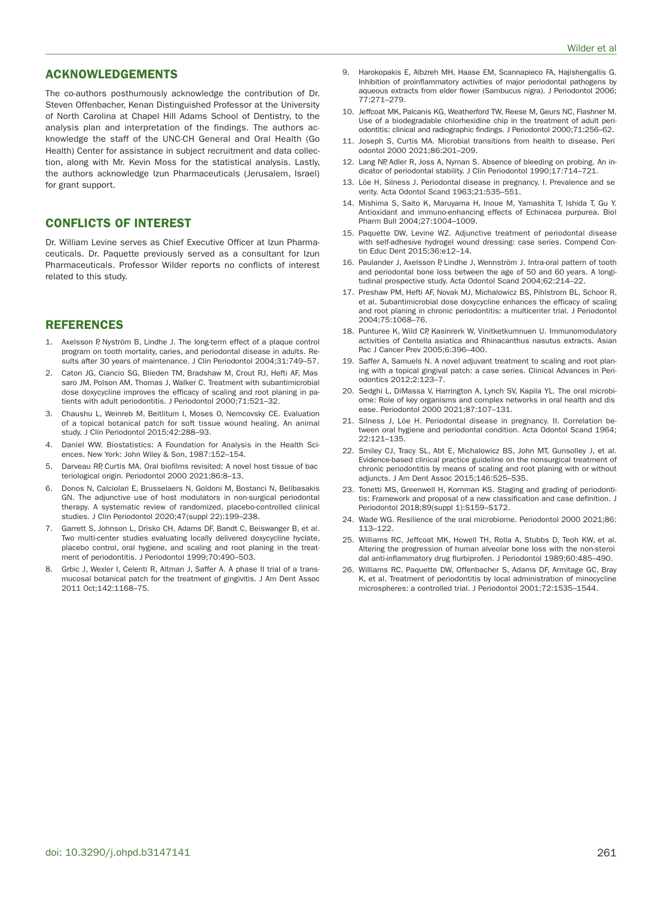## ACKNOWLEDGEMENTS

The co-authors posthumously acknowledge the contribution of Dr. Steven Offenbacher, Kenan Distinguished Professor at the University of North Carolina at Chapel Hill Adams School of Dentistry, to the analysis plan and interpretation of the findings. The authors acknowledge the staff of the UNC-CH General and Oral Health (Go Health) Center for assistance in subject recruitment and data collection, along with Mr. Kevin Moss for the statistical analysis. Lastly, the authors acknowledge Izun Pharmaceuticals (Jerusalem, Israel) for grant support.

## CONFLICTS OF INTEREST

Dr. William Levine serves as Chief Executive Officer at Izun Pharmaceuticals. Dr. Paquette previously served as a consultant for Izun Pharmaceuticals. Professor Wilder reports no conflicts of interest related to this study.

## REFERENCES

1. Axelsson P, Nyström B, Lindhe J. The long-term effect of a plaque control program on tooth mortality, caries, and periodontal disease in adults. Results after 30 years of maintenance. J Clin Periodontol 2004;31:749–57.
2. Caton JG, Ciancio SG, Blieden TM, Bradshaw M, Crout RJ, Hefti AF, Massaro JM, Polson AM, Thomas J, Walker C. Treatment with subantimicrobial dose doxycycline improves the efficacy of scaling and root planing in patients with adult periodontitis. J Periodontol 2000;71:521–32.
3. Chaushu L, Weinreb M, Beitlitum I, Moses O, Nemcovsky CE. Evaluation of a topical botanical patch for soft tissue wound healing. An animal study. J Clin Periodontol 2015;42:288–93.
4. Daniel WW. Biostatistics: A Foundation for Analysis in the Health Sciences. New York: John Wiley & Son, 1987:152–154.
5. Darveau RP, Curtis MA. Oral biofilms revisited: A novel host tissue of bacteriological origin. Periodontol 2000 2021;86:8–13.
6. Donos N, Calciolari E, Brusselaers N, Goldoni M, Bostanci N, Belibasakis GN. The adjunctive use of host modulators in non-surgical periodontal therapy. A systematic review of randomized, placebo-controlled clinical studies. J Clin Periodontol 2020;47(suppl 22):199–238.
7. Garrett S, Johnson L, Drisko CH, Adams DF, Bandt C, Beiswanger B, et al. Two multi-center studies evaluating locally delivered doxycycline hyclate, placebo control, oral hygiene, and scaling and root planing in the treatment of periodontitis. J Periodontol 1999;70:490–503.
8. Grbic J, Wexler I, Celenti R, Altman J, Saffer A. A phase II trial of a transmucosal botanical patch for the treatment of gingivitis. J Am Dent Assoc 2011 Oct;142:1168–75.
9. Harokopakis E, Albzreh MH, Haase EM, Scannapieco FA, Hajishengallis G. Inhibition of proinflammatory activities of major periodontal pathogens by aqueous extracts from elder flower (Sambucus nigra). J Periodontol 2006; 77:271–279.
10. Jeffcoat MK, Palcanis KG, Weatherford TW, Reese M, Geurs NC, Flashner M. Use of a biodegradable chlorhexidine chip in the treatment of adult periodontitis: clinical and radiographic findings. J Periodontol 2000;71:256–62.
11. Joseph S, Curtis MA. Microbial transitions from health to disease. Periodontol 2000 2021;86:201–209.
12. Lang NP, Adler R, Joss A, Nyman S. Absence of bleeding on probing. An indicator of periodontal stability. J Clin Periodontol 1990;17:714–721.
13. Löe H, Silness J. Periodontal disease in pregnancy. I. Prevalence and severity. Acta Odontol Scand 1963;21:535–551.
14. Mishima S, Saito K, Maruyama H, Inoue M, Yamashita T, Ishida T, Gu Y. Antioxidant and immuno-enhancing effects of Echinacea purpurea. Biol Pharm Bull 2004;27:1004–1009.
15. Paquette DW, Levine WZ. Adjunctive treatment of periodontal disease with self-adhesive hydrogel wound dressing: case series. Compend Contin Educ Dent 2015;36:e12–14.
16. Paulander J, Axelsson P, Lindhe J, Wennström J. Intra-oral pattern of tooth and periodontal bone loss between the age of 50 and 60 years. A longitudinal prospective study. Acta Odontol Scand 2004;62:214–22.
17. Preshaw PM, Hefti AF, Novak MJ, Michalowicz BS, Pihlstrom BL, Schoor R, et al. Subantimicrobial dose doxycycline enhances the efficacy of scaling and root planing in chronic periodontitis: a multicenter trial. J Periodontol 2004;75:1068–76.
18. Punturee K, Wild CP, Kasinrerk W, Vinitketkumnuen U. Immunomodulatory activities of Centella asiatica and Rhinacanthus nasutus extracts. Asian Pac J Cancer Prev 2005;6:396–400.
19. Saffer A, Samuels N. A novel adjuvant treatment to scaling and root planing with a topical gingival patch: a case series. Clinical Advances in Periodontics 2012;2:123–7.
20. Sedghi L, DiMassa V, Harrington A, Lynch SV, Kapila YL. The oral microbiome: Role of key organisms and complex networks in oral health and disease. Periodontol 2000 2021;87:107–131.
21. Silness J, Löe H. Periodontal disease in pregnancy. II. Correlation between oral hygiene and periodontal condition. Acta Odontol Scand 1964; 22:121–135.
22. Smiley CJ, Tracy SL, Abt E, Michalowicz BS, John MT, Gunsolley J, et al. Evidence-based clinical practice guideline on the nonsurgical treatment of chronic periodontitis by means of scaling and root planing with or without adjuncts. J Am Dent Assoc 2015;146:525–535.
23. Tonetti MS, Greenwell H, Kornman KS. Staging and grading of periodontitis: Framework and proposal of a new classification and case definition. J Periodontol 2018;89(suppl 1):S159–S172.
24. Wade WG. Resilience of the oral microbiome. Periodontol 2000 2021;86: 113–122.
25. Williams RC, Jeffcoat MK, Howell TH, Rolla A, Stubbs D, Teoh KW, et al. Altering the progression of human alveolar bone loss with the non-steroidal anti-inflammatory drug flurbiprofen. J Periodontol 1989;60:485–490.
26. Williams RC, Paquette DW, Offenbacher S, Adams DF, Armitage GC, Bray K, et al. Treatment of periodontitis by local administration of minocycline microspheres: a controlled trial. J Periodontol 2001;72:1535–1544.